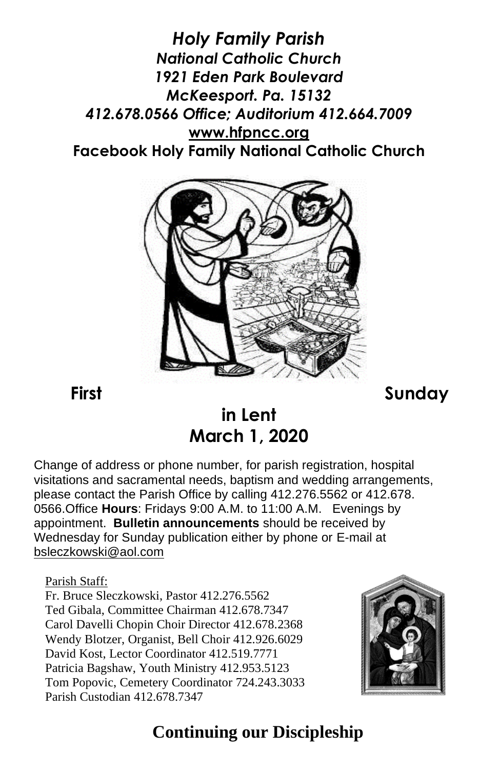***Holy Family Parish***
***National Catholic Church***
***1921 Eden Park Boulevard***
***McKeesport. Pa. 15132***
***412.678.0566 Office; Auditorium 412.664.7009***
**www.hfpncc.org**
**Facebook Holy Family National Catholic Church**

# First Sunday in Lent
# March 1, 2020

Change of address or phone number, for parish registration, hospital visitations and sacramental needs, baptism and wedding arrangements, please contact the Parish Office by calling 412.276.5562 or 412.678. 0566.Office **Hours**: Fridays 9:00 A.M. to 11:00 A.M. Evenings by appointment. **Bulletin announcements** should be received by Wednesday for Sunday publication either by phone or E-mail at bsleczkowski@aol.com

Parish Staff:
Fr. Bruce Sleczkowski, Pastor 412.276.5562
Ted Gibala, Committee Chairman 412.678.7347
Carol Davelli Chopin Choir Director 412.678.2368
Wendy Blotzer, Organist, Bell Choir 412.926.6029
David Kost, Lector Coordinator 412.519.7771
Patricia Bagshaw, Youth Ministry 412.953.5123
Tom Popovic, Cemetery Coordinator 724.243.3033
Parish Custodian 412.678.7347

## Continuing our Discipleship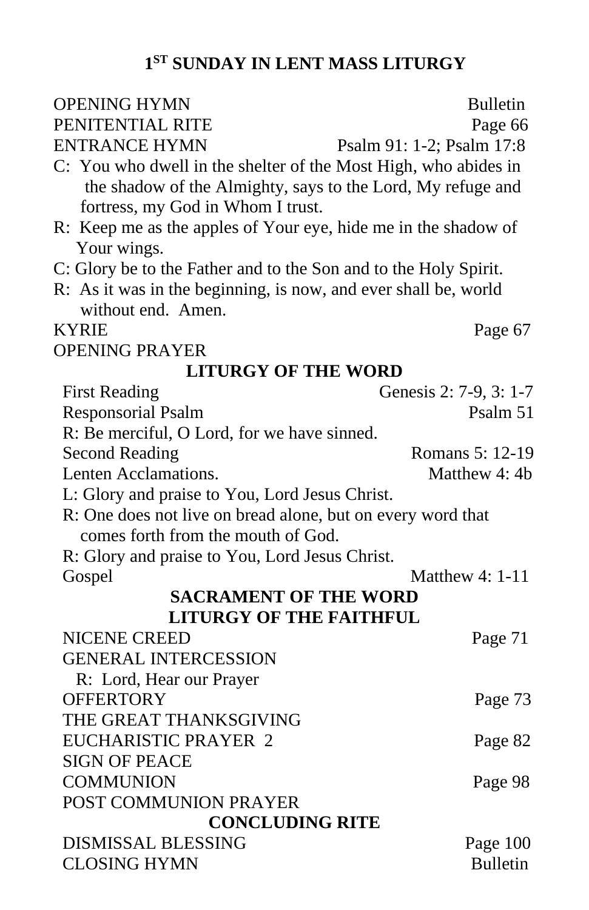# 1ST SUNDAY IN LENT MASS LITURGY

OPENING HYMN — Bulletin
PENITENTIAL RITE — Page 66
ENTRANCE HYMN — Psalm 91: 1-2; Psalm 17:8

C: You who dwell in the shelter of the Most High, who abides in the shadow of the Almighty, says to the Lord, My refuge and fortress, my God in Whom I trust.

R: Keep me as the apples of Your eye, hide me in the shadow of Your wings.

C: Glory be to the Father and to the Son and to the Holy Spirit.

R: As it was in the beginning, is now, and ever shall be, world without end. Amen.

KYRIE — Page 67
OPENING PRAYER

## LITURGY OF THE WORD

First Reading — Genesis 2: 7-9, 3: 1-7
Responsorial Psalm — Psalm 51

R: Be merciful, O Lord, for we have sinned.

Second Reading — Romans 5: 12-19
Lenten Acclamations. — Matthew 4: 4b

L: Glory and praise to You, Lord Jesus Christ.

R: One does not live on bread alone, but on every word that comes forth from the mouth of God.

R: Glory and praise to You, Lord Jesus Christ.

Gospel — Matthew 4: 1-11

## SACRAMENT OF THE WORD

## LITURGY OF THE FAITHFUL

NICENE CREED — Page 71
GENERAL INTERCESSION

R: Lord, Hear our Prayer

OFFERTORY — Page 73
THE GREAT THANKSGIVING
EUCHARISTIC PRAYER 2 — Page 82
SIGN OF PEACE
COMMUNION — Page 98
POST COMMUNION PRAYER

## CONCLUDING RITE

DISMISSAL BLESSING — Page 100
CLOSING HYMN — Bulletin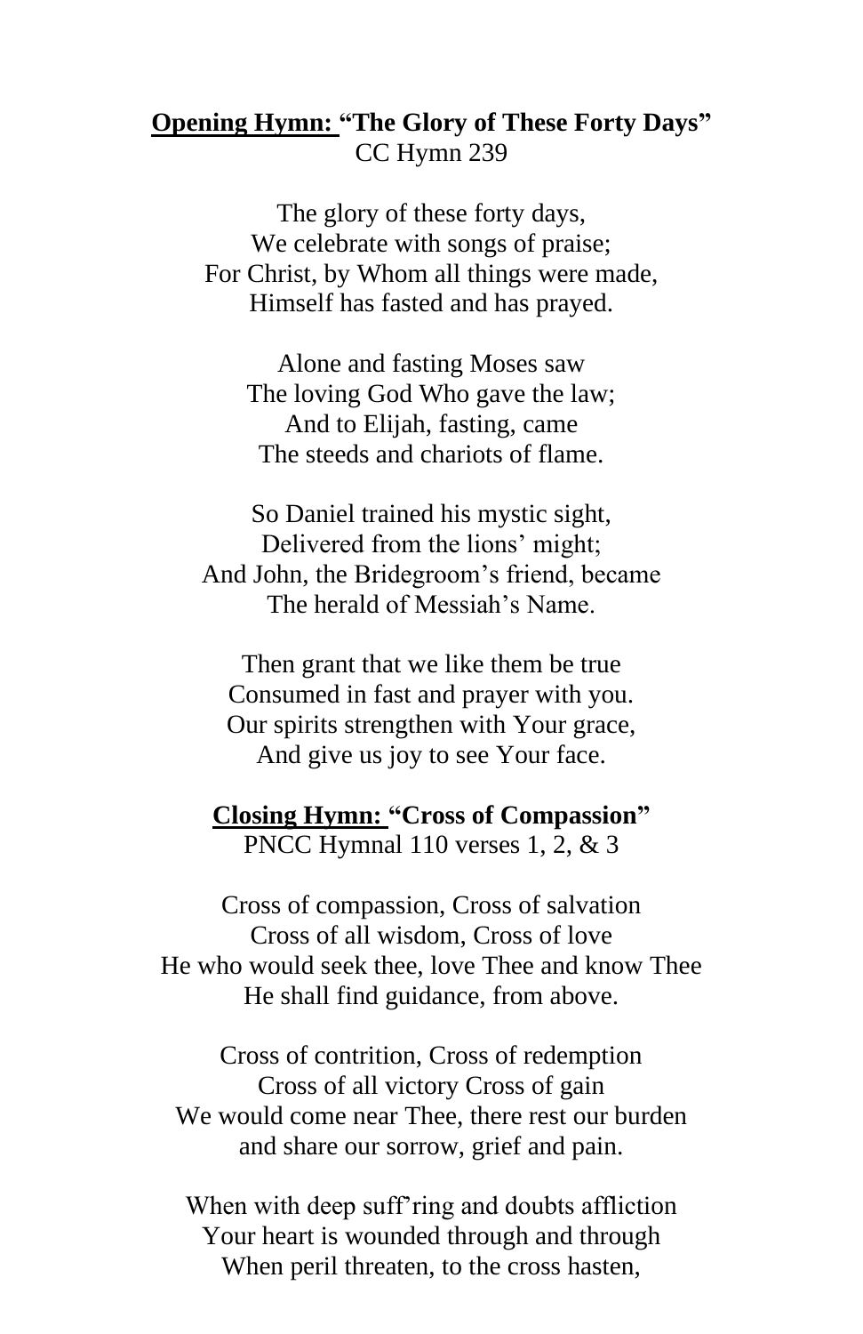**<u>Opening Hymn:</u> "The Glory of These Forty Days"**
CC Hymn 239

The glory of these forty days,
We celebrate with songs of praise;
For Christ, by Whom all things were made,
Himself has fasted and has prayed.

Alone and fasting Moses saw
The loving God Who gave the law;
And to Elijah, fasting, came
The steeds and chariots of flame.

So Daniel trained his mystic sight,
Delivered from the lions' might;
And John, the Bridegroom's friend, became
The herald of Messiah's Name.

Then grant that we like them be true
Consumed in fast and prayer with you.
Our spirits strengthen with Your grace,
And give us joy to see Your face.

**<u>Closing Hymn:</u> "Cross of Compassion"**
PNCC Hymnal 110 verses 1, 2, & 3

Cross of compassion, Cross of salvation
Cross of all wisdom, Cross of love
He who would seek thee, love Thee and know Thee
He shall find guidance, from above.

Cross of contrition, Cross of redemption
Cross of all victory Cross of gain
We would come near Thee, there rest our burden
and share our sorrow, grief and pain.

When with deep suff'ring and doubts affliction
Your heart is wounded through and through
When peril threaten, to the cross hasten,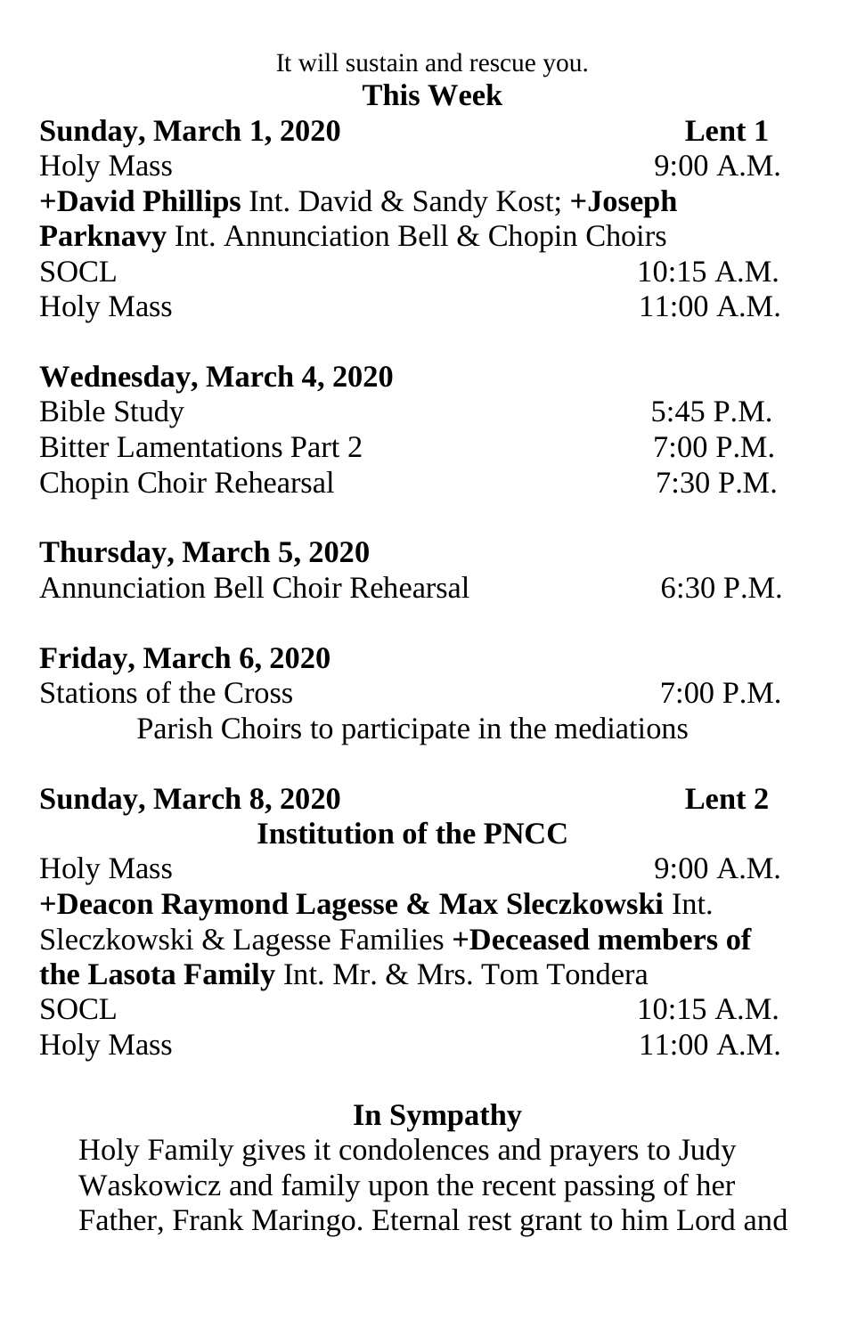It will sustain and rescue you.

## This Week

**Sunday, March 1, 2020** **Lent 1**

Holy Mass 9:00 A.M.

**+David Phillips** Int. David & Sandy Kost; **+Joseph Parknavy** Int. Annunciation Bell & Chopin Choirs

SOCL 10:15 A.M.

Holy Mass 11:00 A.M.

**Wednesday, March 4, 2020**

Bible Study 5:45 P.M.

Bitter Lamentations Part 2 7:00 P.M.

Chopin Choir Rehearsal 7:30 P.M.

**Thursday, March 5, 2020**

Annunciation Bell Choir Rehearsal 6:30 P.M.

**Friday, March 6, 2020**

Stations of the Cross 7:00 P.M.

Parish Choirs to participate in the mediations

**Sunday, March 8, 2020** **Lent 2**

**Institution of the PNCC**

Holy Mass 9:00 A.M.

**+Deacon Raymond Lagesse & Max Sleczkowski** Int. Sleczkowski & Lagesse Families **+Deceased members of the Lasota Family** Int. Mr. & Mrs. Tom Tondera

SOCL 10:15 A.M.

Holy Mass 11:00 A.M.

## In Sympathy

Holy Family gives it condolences and prayers to Judy Waskowicz and family upon the recent passing of her Father, Frank Maringo. Eternal rest grant to him Lord and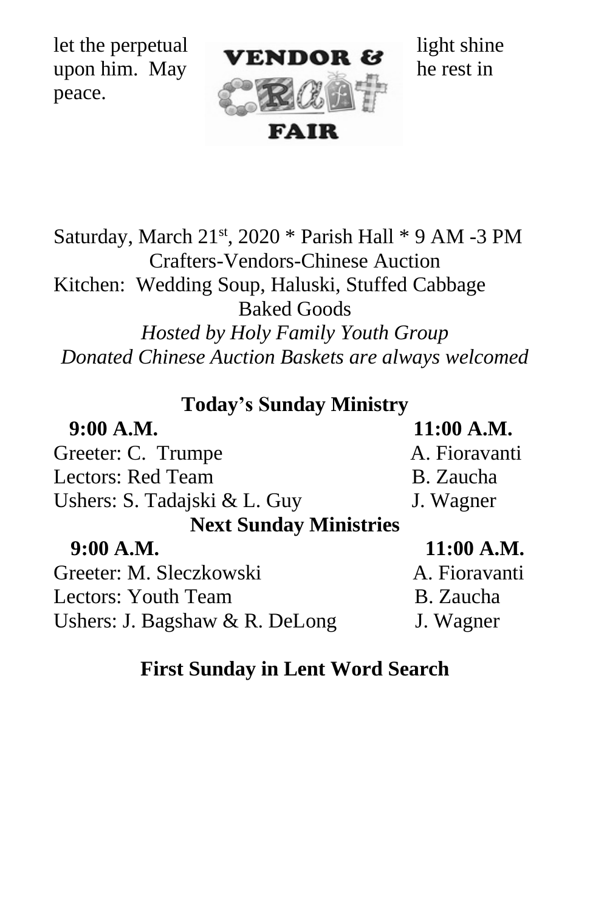let the perpetual light shine upon him. May he rest in peace.

**VENDOR & CRAFT FAIR**

Saturday, March 21st, 2020 * Parish Hall * 9 AM -3 PM
Crafters-Vendors-Chinese Auction
Kitchen: Wedding Soup, Haluski, Stuffed Cabbage
Baked Goods
*Hosted by Holy Family Youth Group*
*Donated Chinese Auction Baskets are always welcomed*

## Today's Sunday Ministry

| **9:00 A.M.** | **11:00 A.M.** |
|---|---|
| Greeter: C. Trumpe | A. Fioravanti |
| Lectors: Red Team | B. Zaucha |
| Ushers: S. Tadajski & L. Guy | J. Wagner |

## Next Sunday Ministries

| **9:00 A.M.** | **11:00 A.M.** |
|---|---|
| Greeter: M. Sleczkowski | A. Fioravanti |
| Lectors: Youth Team | B. Zaucha |
| Ushers: J. Bagshaw & R. DeLong | J. Wagner |

## First Sunday in Lent Word Search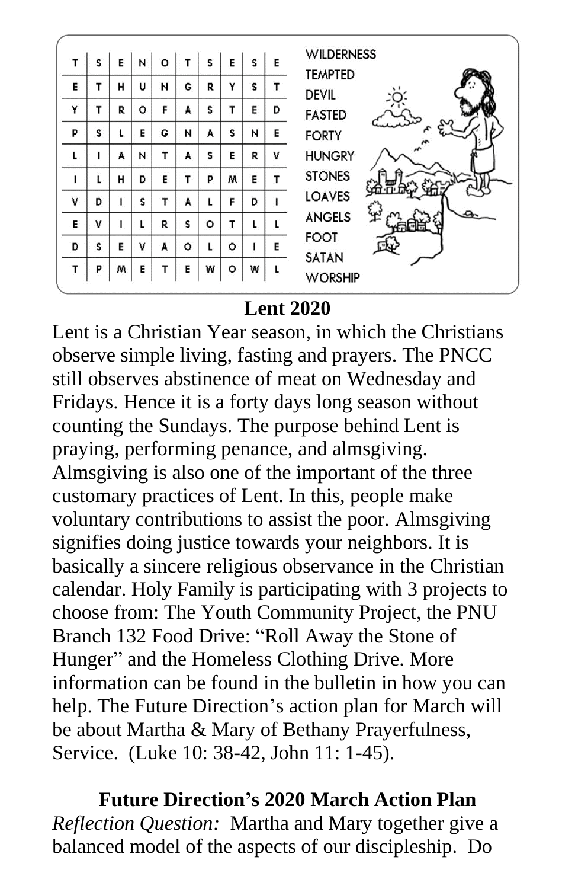| T | S | E | N | O | T | S | E | S | E |
|---|---|---|---|---|---|---|---|---|---|
| E | T | H | U | N | G | R | Y | S | T |
| Y | T | R | O | F | A | S | T | E | D |
| P | S | L | E | G | N | A | S | N | E |
| L | I | A | N | T | A | S | E | R | V |
| I | L | H | D | E | T | P | M | E | T |
| V | D | I | S | T | A | L | F | D | I |
| E | V | I | L | R | S | O | T | L | L |
| D | S | E | V | A | O | L | O | I | E |
| T | P | M | E | T | E | W | O | W | L |

WILDERNESS
TEMPTED
DEVIL
FASTED
FORTY
HUNGRY
STONES
LOAVES
ANGELS
FOOT
SATAN
WORSHIP

## Lent 2020

Lent is a Christian Year season, in which the Christians observe simple living, fasting and prayers. The PNCC still observes abstinence of meat on Wednesday and Fridays. Hence it is a forty days long season without counting the Sundays. The purpose behind Lent is praying, performing penance, and almsgiving. Almsgiving is also one of the important of the three customary practices of Lent. In this, people make voluntary contributions to assist the poor. Almsgiving signifies doing justice towards your neighbors. It is basically a sincere religious observance in the Christian calendar. Holy Family is participating with 3 projects to choose from: The Youth Community Project, the PNU Branch 132 Food Drive: "Roll Away the Stone of Hunger" and the Homeless Clothing Drive. More information can be found in the bulletin in how you can help. The Future Direction's action plan for March will be about Martha & Mary of Bethany Prayerfulness, Service. (Luke 10: 38-42, John 11: 1-45).

**Future Direction's 2020 March Action Plan**

*Reflection Question:* Martha and Mary together give a balanced model of the aspects of our discipleship. Do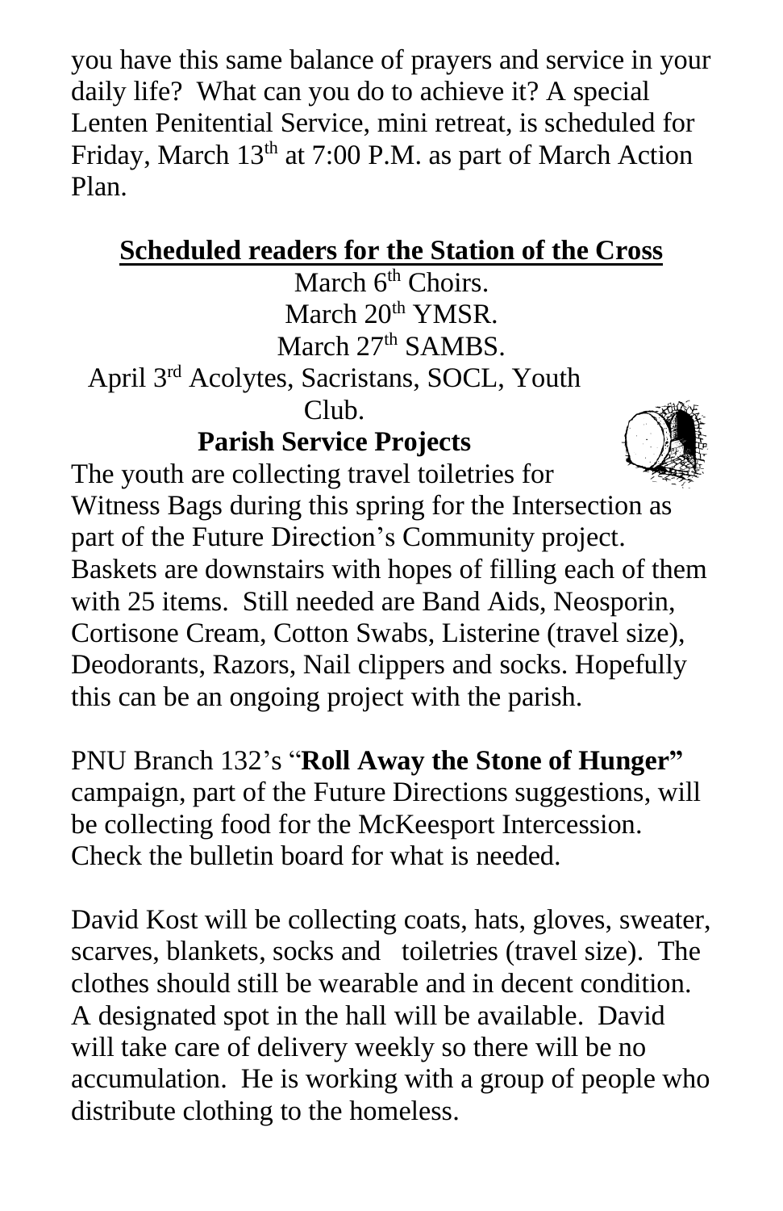you have this same balance of prayers and service in your daily life? What can you do to achieve it? A special Lenten Penitential Service, mini retreat, is scheduled for Friday, March 13th at 7:00 P.M. as part of March Action Plan.

**Scheduled readers for the Station of the Cross**

March 6th Choirs.
March 20th YMSR.
March 27th SAMBS.
April 3rd Acolytes, Sacristans, SOCL, Youth Club.

**Parish Service Projects**

The youth are collecting travel toiletries for Witness Bags during this spring for the Intersection as part of the Future Direction's Community project. Baskets are downstairs with hopes of filling each of them with 25 items. Still needed are Band Aids, Neosporin, Cortisone Cream, Cotton Swabs, Listerine (travel size), Deodorants, Razors, Nail clippers and socks. Hopefully this can be an ongoing project with the parish.

PNU Branch 132's "**Roll Away the Stone of Hunger"** campaign, part of the Future Directions suggestions, will be collecting food for the McKeesport Intercession. Check the bulletin board for what is needed.

David Kost will be collecting coats, hats, gloves, sweater, scarves, blankets, socks and toiletries (travel size). The clothes should still be wearable and in decent condition. A designated spot in the hall will be available. David will take care of delivery weekly so there will be no accumulation. He is working with a group of people who distribute clothing to the homeless.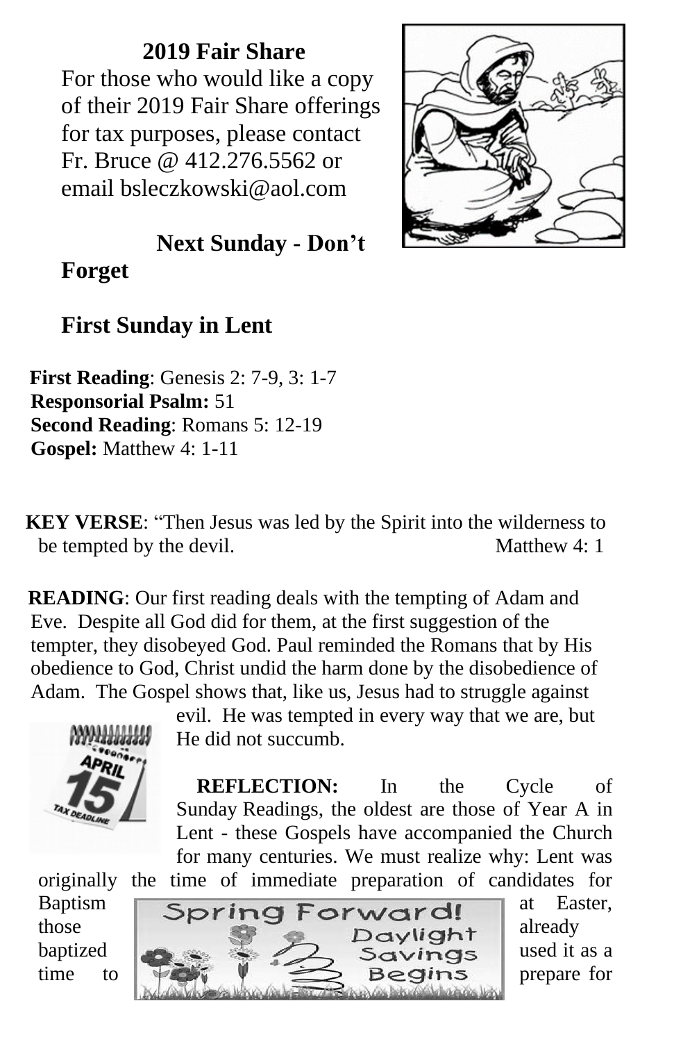**2019 Fair Share**

For those who would like a copy of their 2019 Fair Share offerings for tax purposes, please contact Fr. Bruce @ 412.276.5562 or email bsleczkowski@aol.com

**Next Sunday - Don't Forget**

**First Sunday in Lent**

**First Reading**: Genesis 2: 7-9, 3: 1-7
**Responsorial Psalm:** 51
**Second Reading**: Romans 5: 12-19
**Gospel:** Matthew 4: 1-11

**KEY VERSE**: "Then Jesus was led by the Spirit into the wilderness to be tempted by the devil. Matthew 4: 1

**READING**: Our first reading deals with the tempting of Adam and Eve. Despite all God did for them, at the first suggestion of the tempter, they disobeyed God. Paul reminded the Romans that by His obedience to God, Christ undid the harm done by the disobedience of Adam. The Gospel shows that, like us, Jesus had to struggle against evil. He was tempted in every way that we are, but He did not succumb.

**REFLECTION:** In the Cycle of Sunday Readings, the oldest are those of Year A in Lent - these Gospels have accompanied the Church for many centuries. We must realize why: Lent was originally the time of immediate preparation of candidates for Baptism at Easter, those already baptized used it as a time to prepare for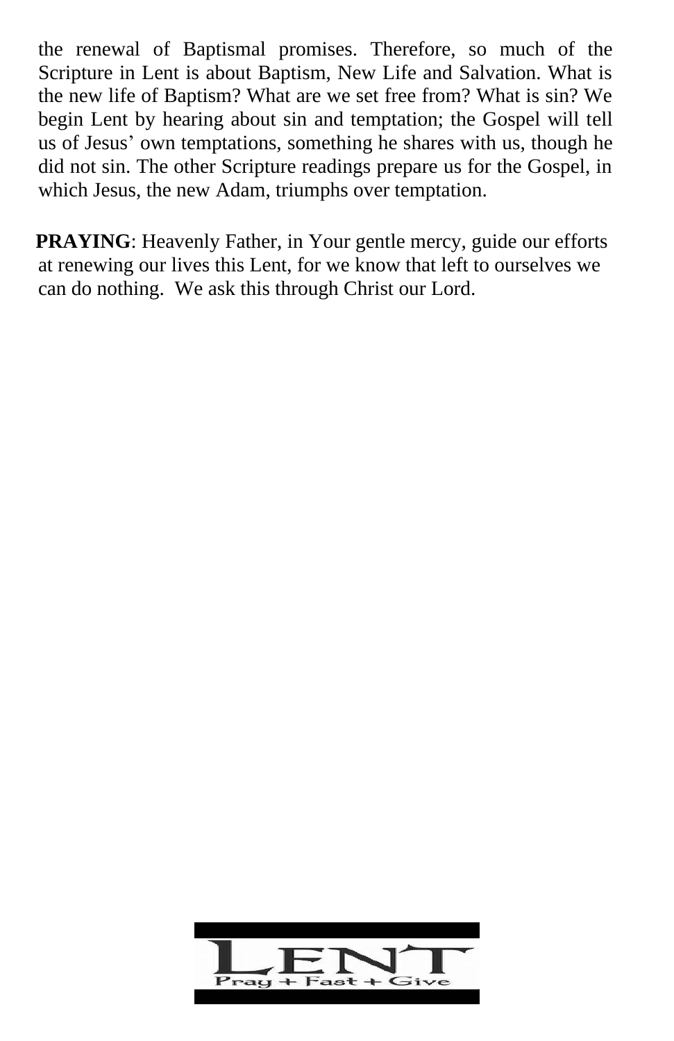the renewal of Baptismal promises. Therefore, so much of the Scripture in Lent is about Baptism, New Life and Salvation. What is the new life of Baptism? What are we set free from? What is sin? We begin Lent by hearing about sin and temptation; the Gospel will tell us of Jesus' own temptations, something he shares with us, though he did not sin. The other Scripture readings prepare us for the Gospel, in which Jesus, the new Adam, triumphs over temptation.

**PRAYING**: Heavenly Father, in Your gentle mercy, guide our efforts at renewing our lives this Lent, for we know that left to ourselves we can do nothing. We ask this through Christ our Lord.

LENT

Pray + Fast + Give